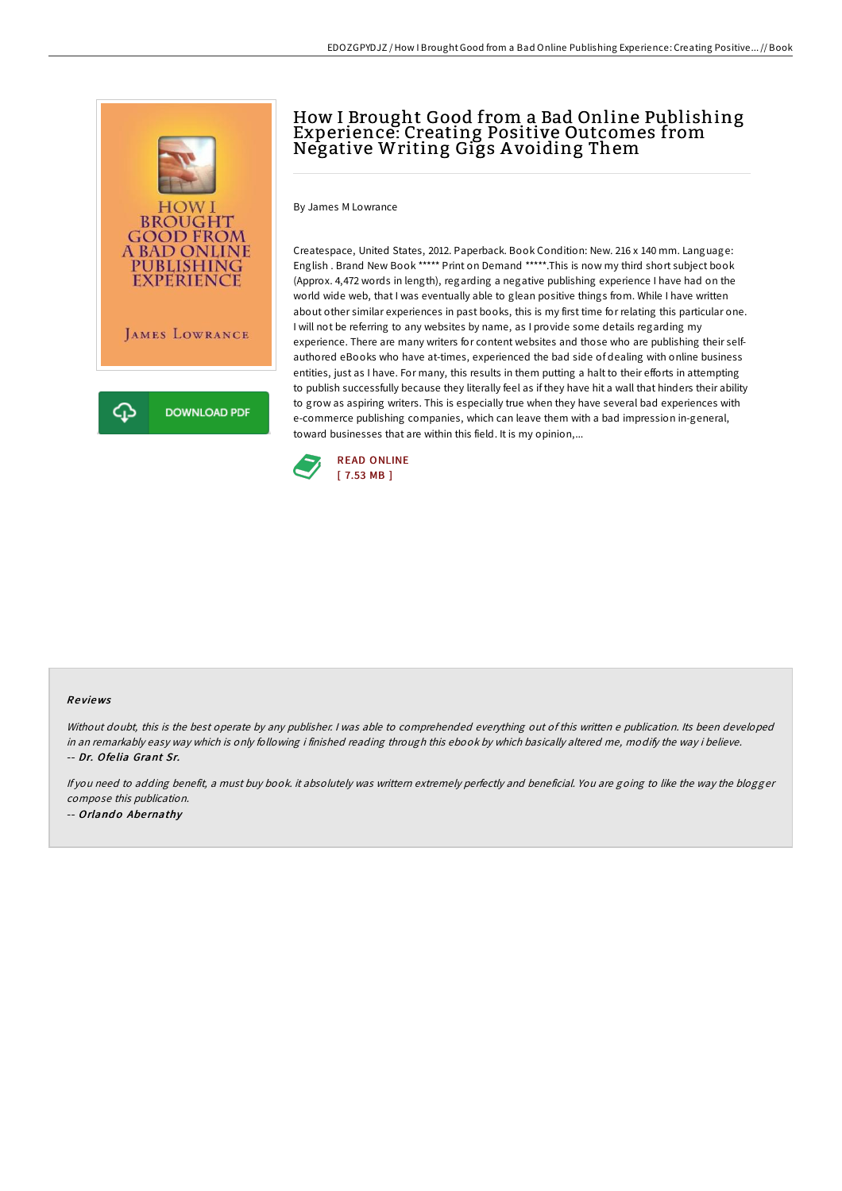# How I Brought Good from a Bad Online Publishing Experience: Creating Positive Outcomes from Negative Writing Gigs Avoiding Them

By James M Lowrance

Createspace, United States, 2012. Paperback. Book Condition: New. 216 x 140 mm. Language: English . Brand New Book ***** Print on Demand *****.This is now my third short subject book (Approx. 4,472 words in length), regarding a negative publishing experience I have had on the world wide web, that I was eventually able to glean positive things from. While I have written about other similar experiences in past books, this is my first time for relating this particular one. I will not be referring to any websites by name, as I provide some details regarding my experience. There are many writers for content websites and those who are publishing their self-authored eBooks who have at-times, experienced the bad side of dealing with online business entities, just as I have. For many, this results in them putting a halt to their efforts in attempting to publish successfully because they literally feel as if they have hit a wall that hinders their ability to grow as aspiring writers. This is especially true when they have several bad experiences with e-commerce publishing companies, which can leave them with a bad impression in-general, toward businesses that are within this field. It is my opinion,...

READ ONLINE
[ 7.53 MB ]

### Reviews

*Without doubt, this is the best operate by any publisher. I was able to comprehended everything out of this written e publication. Its been developed in an remarkably easy way which is only following i finished reading through this ebook by which basically altered me, modify the way i believe.*
-- ***Dr. Ofelia Grant Sr.***

*If you need to adding benefit, a must buy book. it absolutely was writtern extremely perfectly and beneficial. You are going to like the way the blogger compose this publication.*
-- ***Orlando Abernathy***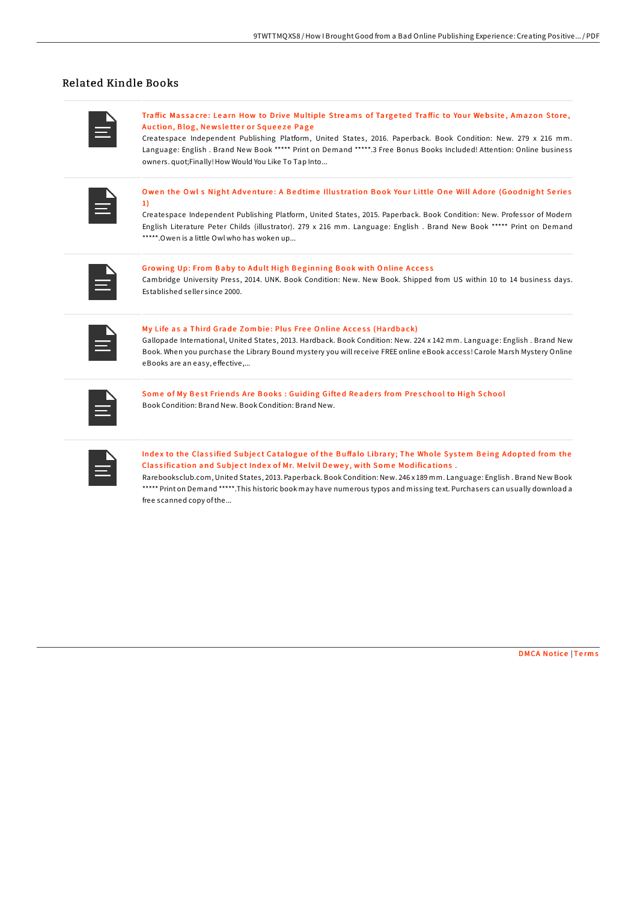## Related Kindle Books

### Traffic Massacre: Learn How to Drive Multiple Streams of Targeted Traffic to Your Website, Amazon Store, Auction, Blog, Newsletter or Squeeze Page

Createspace Independent Publishing Platform, United States, 2016. Paperback. Book Condition: New. 279 x 216 mm. Language: English . Brand New Book ***** Print on Demand *****.3 Free Bonus Books Included! Attention: Online business owners. quot;Finally! How Would You Like To Tap Into...

### Owen the Owl s Night Adventure: A Bedtime Illustration Book Your Little One Will Adore (Goodnight Series 1)

Createspace Independent Publishing Platform, United States, 2015. Paperback. Book Condition: New. Professor of Modern English Literature Peter Childs (illustrator). 279 x 216 mm. Language: English . Brand New Book ***** Print on Demand *****.Owen is a little Owl who has woken up...

### Growing Up: From Baby to Adult High Beginning Book with Online Access

Cambridge University Press, 2014. UNK. Book Condition: New. New Book. Shipped from US within 10 to 14 business days. Established seller since 2000.

### My Life as a Third Grade Zombie: Plus Free Online Access (Hardback)

Gallopade International, United States, 2013. Hardback. Book Condition: New. 224 x 142 mm. Language: English . Brand New Book. When you purchase the Library Bound mystery you will receive FREE online eBook access! Carole Marsh Mystery Online eBooks are an easy, effective,...

### Some of My Best Friends Are Books : Guiding Gifted Readers from Preschool to High School

Book Condition: Brand New. Book Condition: Brand New.

### Index to the Classified Subject Catalogue of the Buffalo Library; The Whole System Being Adopted from the Classification and Subject Index of Mr. Melvil Dewey, with Some Modifications .

Rarebooksclub.com, United States, 2013. Paperback. Book Condition: New. 246 x 189 mm. Language: English . Brand New Book ***** Print on Demand *****.This historic book may have numerous typos and missing text. Purchasers can usually download a free scanned copy of the...

DMCA Notice | Terms